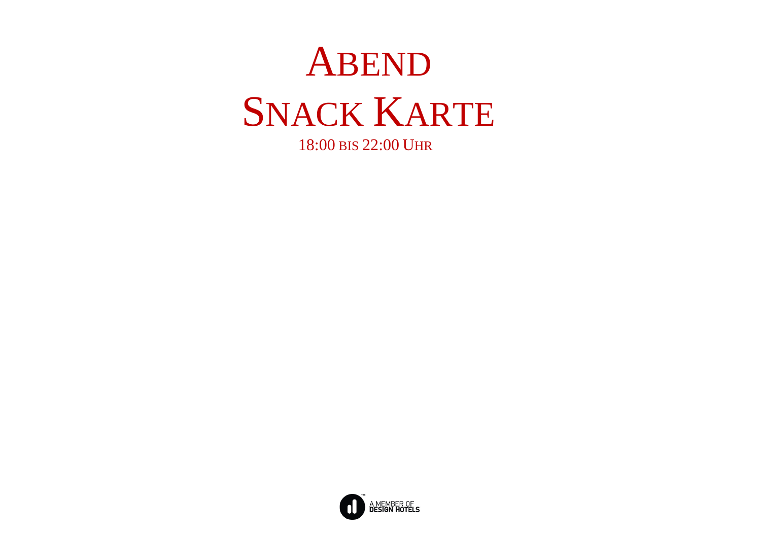# Abend

# Snack Karte

18:00 bis 22:00 Uhr

A MEMBER OF DESIGN HOTELS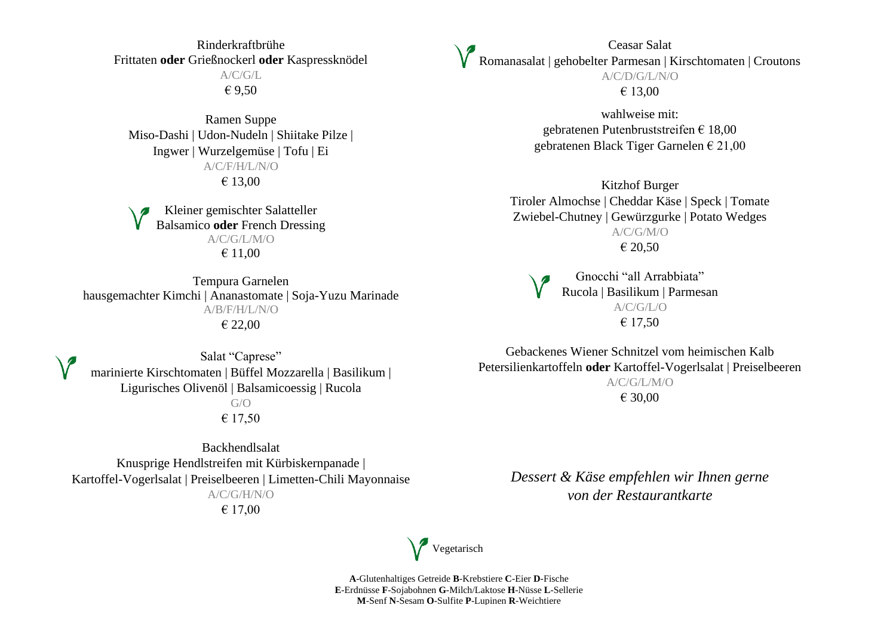Rinderkraftbrühe
Frittaten **oder** Grießnockerl **oder** Kaspressknödel
A/C/G/L
€ 9,50

Ramen Suppe
Miso-Dashi | Udon-Nudeln | Shiitake Pilze |
Ingwer | Wurzelgemüse | Tofu | Ei
A/C/F/H/L/N/O
€ 13,00

Kleiner gemischter Salatteller
Balsamico **oder** French Dressing
A/C/G/L/M/O
€ 11,00

Tempura Garnelen
hausgemachter Kimchi | Ananastomate | Soja-Yuzu Marinade
A/B/F/H/L/N/O
€ 22,00

Salat "Caprese"
marinierte Kirschtomaten | Büffel Mozzarella | Basilikum |
Ligurisches Olivenöl | Balsamicoessig | Rucola
G/O
€ 17,50

Backhendlsalat
Knusprige Hendlstreifen mit Kürbiskernpanade |
Kartoffel-Vogerlsalat | Preiselbeeren | Limetten-Chili Mayonnaise
A/C/G/H/N/O
€ 17,00

Ceasar Salat
Romanasalat | gehobelter Parmesan | Kirschtomaten | Croutons
A/C/D/G/L/N/O
€ 13,00

wahlweise mit:
gebratenen Putenbruststreifen € 18,00
gebratenen Black Tiger Garnelen € 21,00

Kitzhof Burger
Tiroler Almochse | Cheddar Käse | Speck | Tomate
Zwiebel-Chutney | Gewürzgurke | Potato Wedges
A/C/G/M/O
€ 20,50

Gnocchi "all Arrabbiata"
Rucola | Basilikum | Parmesan
A/C/G/L/O
€ 17,50

Gebackenes Wiener Schnitzel vom heimischen Kalb
Petersilienkartoffeln **oder** Kartoffel-Vogerlsalat | Preiselbeeren
A/C/G/L/M/O
€ 30,00

*Dessert & Käse empfehlen wir Ihnen gerne*
*von der Restaurantkarte*

Vegetarisch

**A**-Glutenhaltiges Getreide **B**-Krebstiere **C**-Eier **D**-Fische
**E**-Erdnüsse **F**-Sojabohnen **G**-Milch/Laktose **H**-Nüsse **L**-Sellerie
**M**-Senf **N**-Sesam **O**-Sulfite **P**-Lupinen **R**-Weichtiere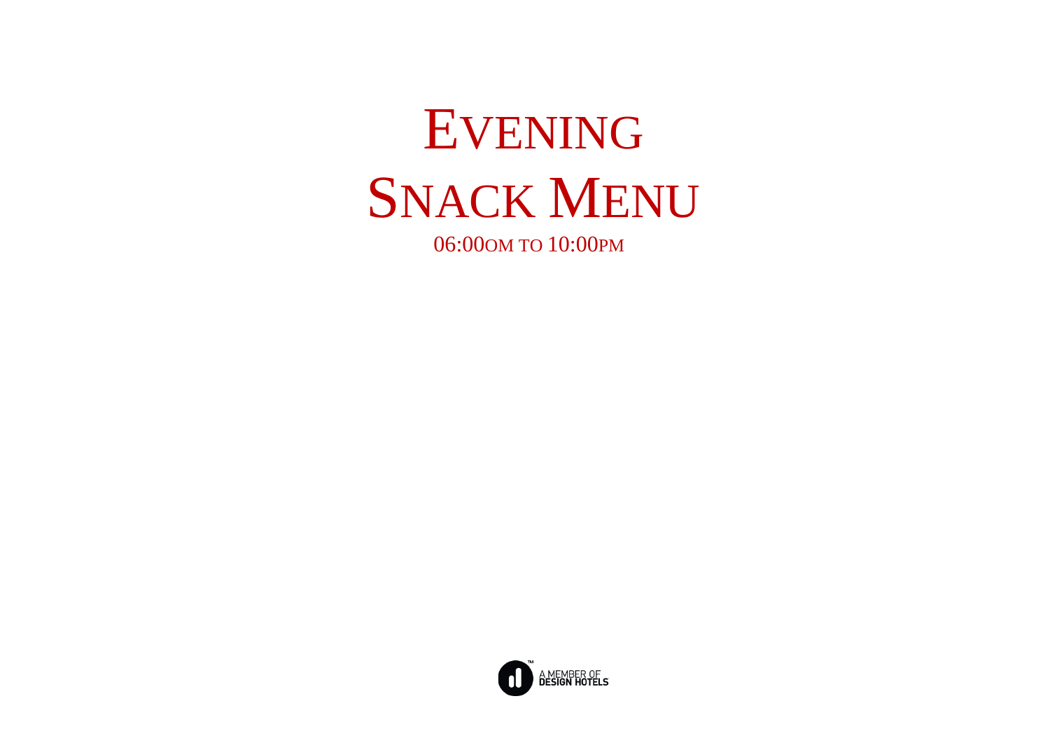# Evening Snack Menu

06:00om to 10:00pm

A MEMBER OF DESIGN HOTELS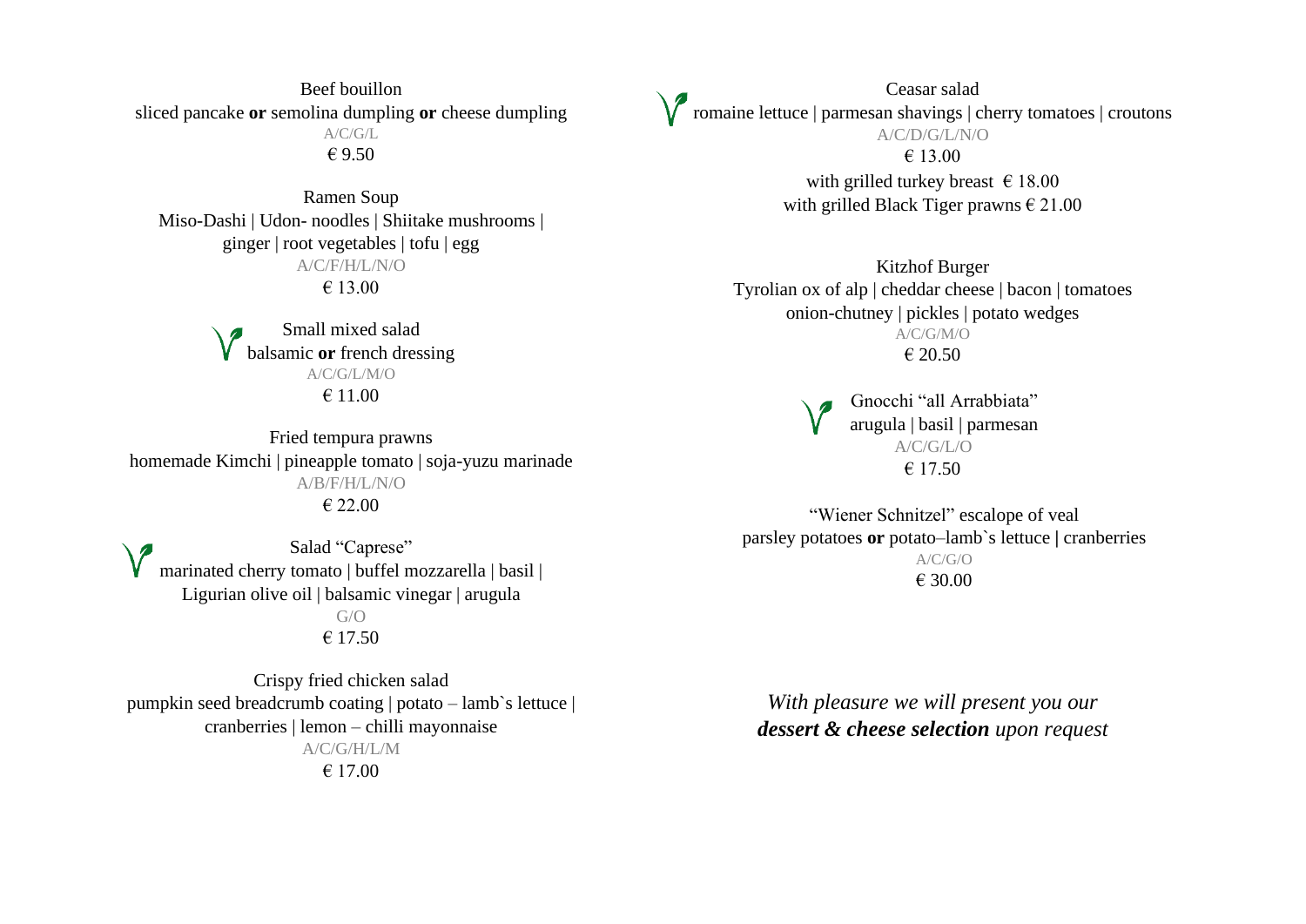Beef bouillon
sliced pancake **or** semolina dumpling **or** cheese dumpling
A/C/G/L
€ 9.50

Ramen Soup
Miso-Dashi | Udon- noodles | Shiitake mushrooms | ginger | root vegetables | tofu | egg
A/C/F/H/L/N/O
€ 13.00

Small mixed salad
balsamic **or** french dressing
A/C/G/L/M/O
€ 11.00

Fried tempura prawns
homemade Kimchi | pineapple tomato | soja-yuzu marinade
A/B/F/H/L/N/O
€ 22.00

Salad "Caprese"
marinated cherry tomato | buffel mozzarella | basil | Ligurian olive oil | balsamic vinegar | arugula
G/O
€ 17.50

Crispy fried chicken salad
pumpkin seed breadcrumb coating | potato – lamb`s lettuce | cranberries | lemon – chilli mayonnaise
A/C/G/H/L/M
€ 17.00

Ceasar salad
romaine lettuce | parmesan shavings | cherry tomatoes | croutons
A/C/D/G/L/N/O
€ 13.00
with grilled turkey breast € 18.00
with grilled Black Tiger prawns € 21.00

Kitzhof Burger
Tyrolian ox of alp | cheddar cheese | bacon | tomatoes onion-chutney | pickles | potato wedges
A/C/G/M/O
€ 20.50

Gnocchi "all Arrabbiata"
arugula | basil | parmesan
A/C/G/L/O
€ 17.50

"Wiener Schnitzel" escalope of veal
parsley potatoes **or** potato–lamb`s lettuce | cranberries
A/C/G/O
€ 30.00

*With pleasure we will present you our* ***dessert & cheese selection*** *upon request*